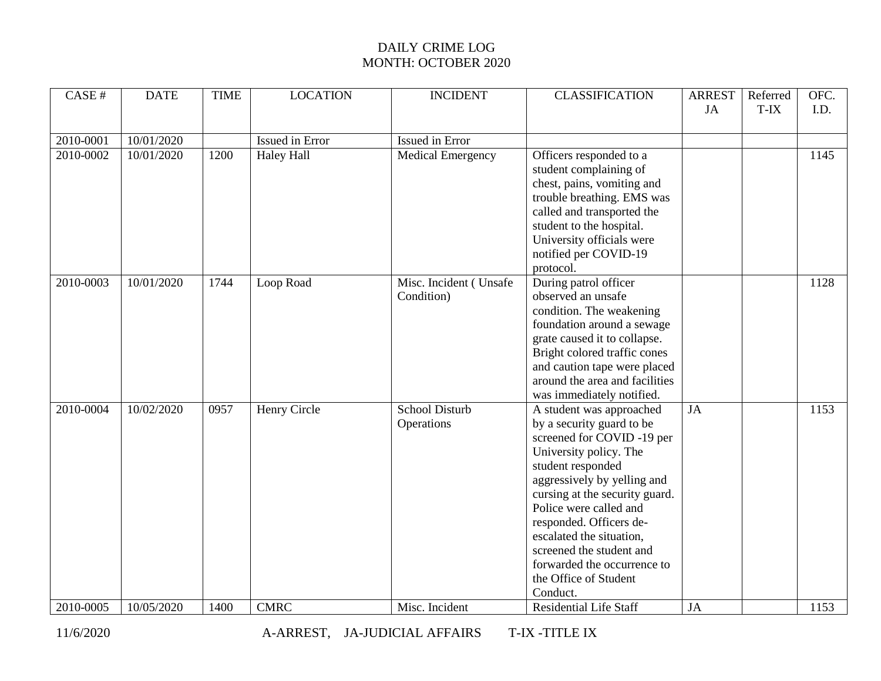# DAILY CRIME LOG
## MONTH: OCTOBER 2020

| CASE # | DATE | TIME | LOCATION | INCIDENT | CLASSIFICATION | ARREST JA | Referred T-IX | OFC. I.D. |
|---|---|---|---|---|---|---|---|---|
| 2010-0001 | 10/01/2020 | | Issued in Error | Issued in Error | | | | |
| 2010-0002 | 10/01/2020 | 1200 | Haley Hall | Medical Emergency | Officers responded to a student complaining of chest, pains, vomiting and trouble breathing. EMS was called and transported the student to the hospital. University officials were notified per COVID-19 protocol. | | | 1145 |
| 2010-0003 | 10/01/2020 | 1744 | Loop Road | Misc. Incident ( Unsafe Condition) | During patrol officer observed an unsafe condition. The weakening foundation around a sewage grate caused it to collapse. Bright colored traffic cones and caution tape were placed around the area and facilities was immediately notified. | | | 1128 |
| 2010-0004 | 10/02/2020 | 0957 | Henry Circle | School Disturb Operations | A student was approached by a security guard to be screened for COVID -19 per University policy. The student responded aggressively by yelling and cursing at the security guard. Police were called and responded. Officers de-escalated the situation, screened the student and forwarded the occurrence to the Office of Student Conduct. | JA | | 1153 |
| 2010-0005 | 10/05/2020 | 1400 | CMRC | Misc. Incident | Residential Life Staff | JA | | 1153 |

11/6/2020 A-ARREST, JA-JUDICIAL AFFAIRS T-IX -TITLE IX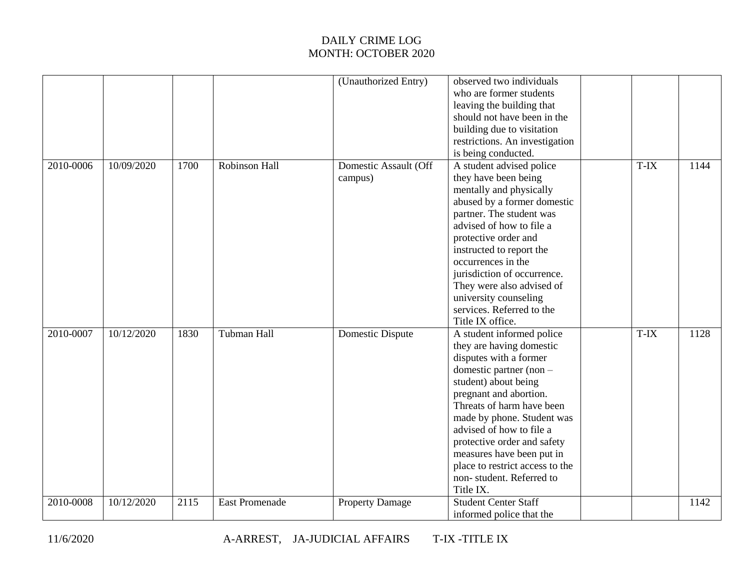# DAILY CRIME LOG
## MONTH: OCTOBER 2020

| | | | | | | | | |
|---|---|---|---|---|---|---|---|---|
| | | | | (Unauthorized Entry) | observed two individuals who are former students leaving the building that should not have been in the building due to visitation restrictions. An investigation is being conducted. | | | |
| 2010-0006 | 10/09/2020 | 1700 | Robinson Hall | Domestic Assault (Off campus) | A student advised police they have been being mentally and physically abused by a former domestic partner. The student was advised of how to file a protective order and instructed to report the occurrences in the jurisdiction of occurrence. They were also advised of university counseling services. Referred to the Title IX office. | | T-IX | 1144 |
| 2010-0007 | 10/12/2020 | 1830 | Tubman Hall | Domestic Dispute | A student informed police they are having domestic disputes with a former domestic partner (non – student) about being pregnant and abortion. Threats of harm have been made by phone. Student was advised of how to file a protective order and safety measures have been put in place to restrict access to the non- student. Referred to Title IX. | | T-IX | 1128 |
| 2010-0008 | 10/12/2020 | 2115 | East Promenade | Property Damage | Student Center Staff informed police that the | | | 1142 |

11/6/2020 A-ARREST, JA-JUDICIAL AFFAIRS T-IX -TITLE IX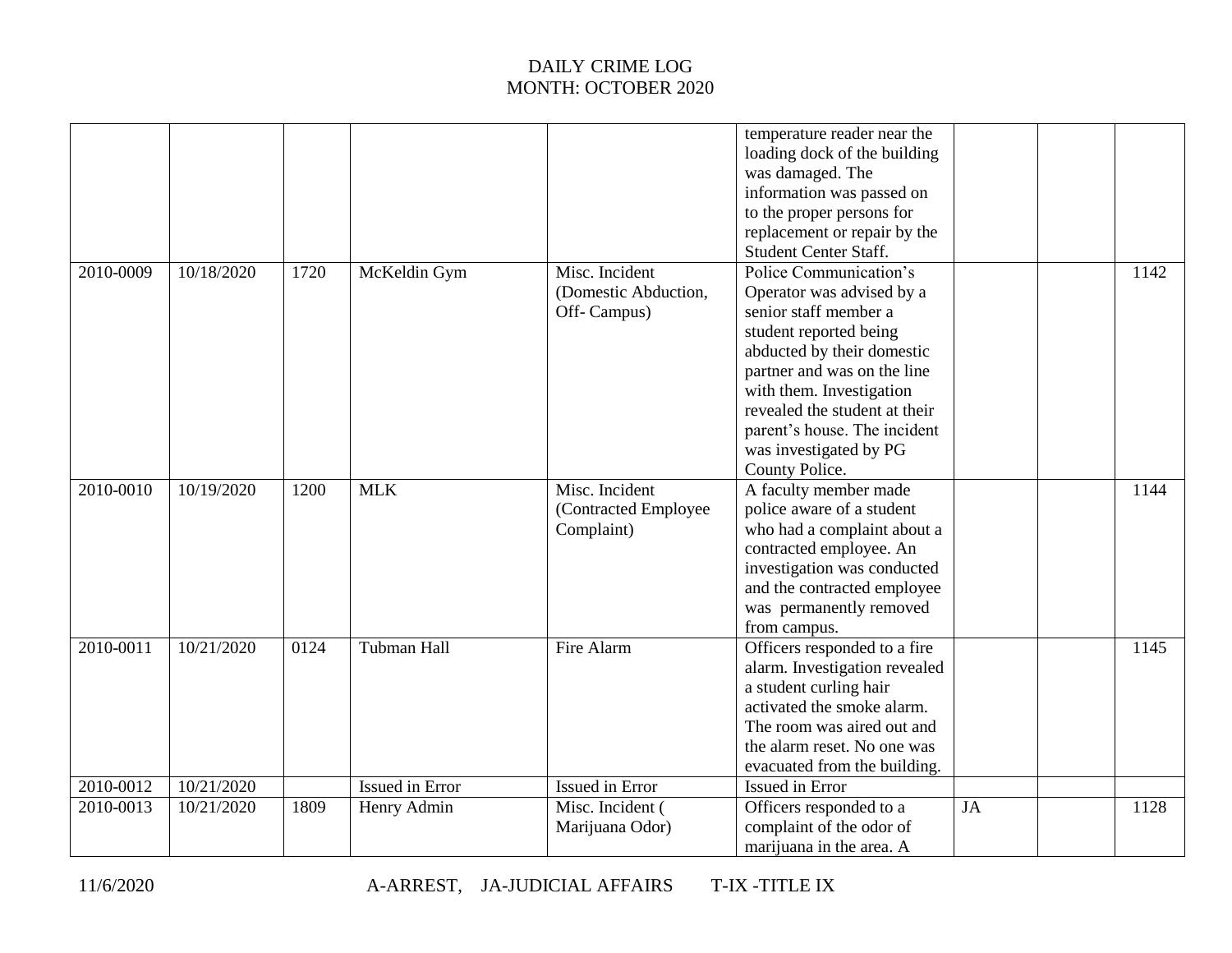# DAILY CRIME LOG
## MONTH: OCTOBER 2020

| | | | | | | | | |
|---|---|---|---|---|---|---|---|---|
| | | | | | temperature reader near the loading dock of the building was damaged. The information was passed on to the proper persons for replacement or repair by the Student Center Staff. | | | |
| 2010-0009 | 10/18/2020 | 1720 | McKeldin Gym | Misc. Incident (Domestic Abduction, Off- Campus) | Police Communication's Operator was advised by a senior staff member a student reported being abducted by their domestic partner and was on the line with them. Investigation revealed the student at their parent's house. The incident was investigated by PG County Police. | | | 1142 |
| 2010-0010 | 10/19/2020 | 1200 | MLK | Misc. Incident (Contracted Employee Complaint) | A faculty member made police aware of a student who had a complaint about a contracted employee. An investigation was conducted and the contracted employee was permanently removed from campus. | | | 1144 |
| 2010-0011 | 10/21/2020 | 0124 | Tubman Hall | Fire Alarm | Officers responded to a fire alarm. Investigation revealed a student curling hair activated the smoke alarm. The room was aired out and the alarm reset. No one was evacuated from the building. | | | 1145 |
| 2010-0012 | 10/21/2020 | | Issued in Error | Issued in Error | Issued in Error | | | |
| 2010-0013 | 10/21/2020 | 1809 | Henry Admin | Misc. Incident ( Marijuana Odor) | Officers responded to a complaint of the odor of marijuana in the area. A | JA | | 1128 |

11/6/2020 A-ARREST, JA-JUDICIAL AFFAIRS T-IX -TITLE IX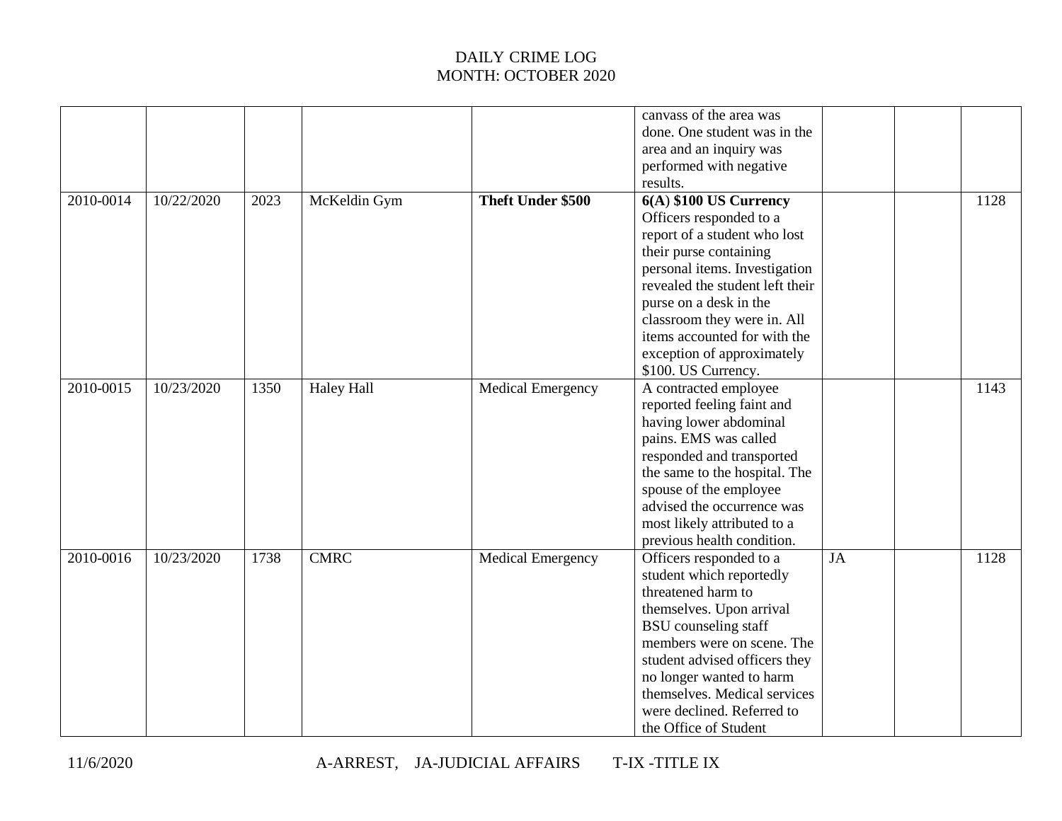# DAILY CRIME LOG
## MONTH: OCTOBER 2020

| | | | | | | | | |
|---|---|---|---|---|---|---|---|---|
| | | | | | canvass of the area was done. One student was in the area and an inquiry was performed with negative results. | | | |
| 2010-0014 | 10/22/2020 | 2023 | McKeldin Gym | **Theft Under $500** | **6(A**) **$100 US Currency** Officers responded to a report of a student who lost their purse containing personal items. Investigation revealed the student left their purse on a desk in the classroom they were in. All items accounted for with the exception of approximately $100. US Currency. | | | 1128 |
| 2010-0015 | 10/23/2020 | 1350 | Haley Hall | Medical Emergency | A contracted employee reported feeling faint and having lower abdominal pains. EMS was called responded and transported the same to the hospital. The spouse of the employee advised the occurrence was most likely attributed to a previous health condition. | | | 1143 |
| 2010-0016 | 10/23/2020 | 1738 | CMRC | Medical Emergency | Officers responded to a student which reportedly threatened harm to themselves. Upon arrival BSU counseling staff members were on scene. The student advised officers they no longer wanted to harm themselves. Medical services were declined. Referred to the Office of Student | JA | | 1128 |

A-ARREST, JA-JUDICIAL AFFAIRS T-IX -TITLE IX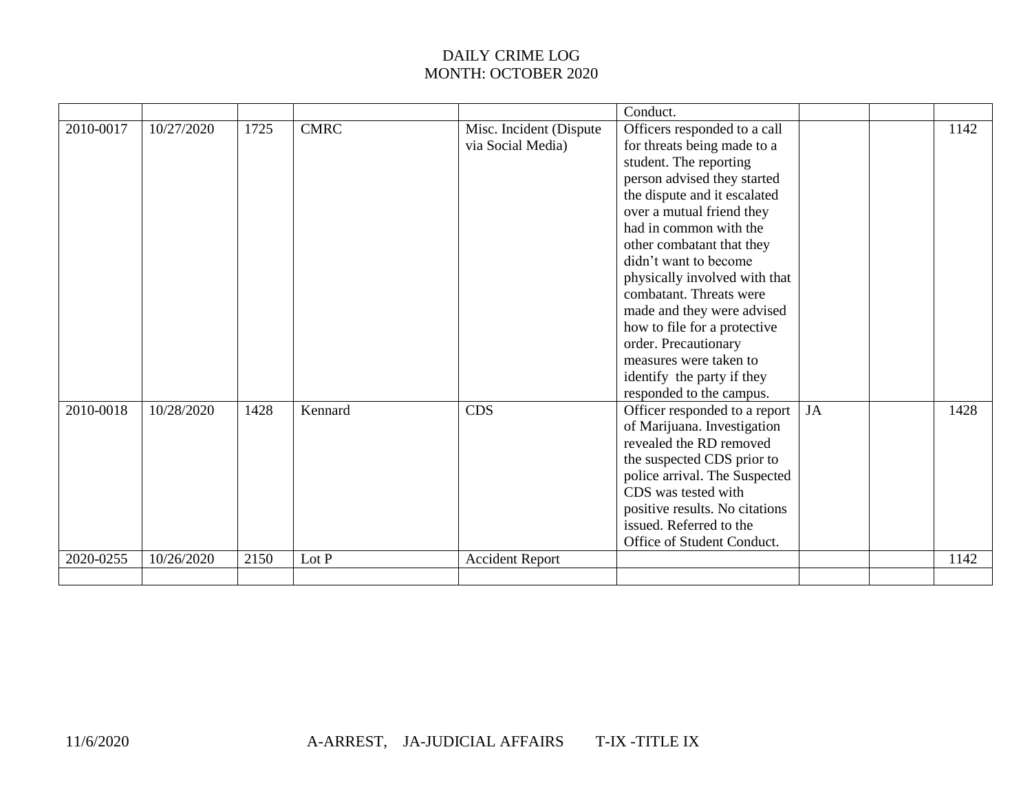DAILY CRIME LOG
MONTH: OCTOBER 2020

| | | | | | | | | |
|---|---|---|---|---|---|---|---|---|
| | | | | | Conduct. | | | |
| 2010-0017 | 10/27/2020 | 1725 | CMRC | Misc. Incident (Dispute via Social Media) | Officers responded to a call for threats being made to a student. The reporting person advised they started the dispute and it escalated over a mutual friend they had in common with the other combatant that they didn't want to become physically involved with that combatant. Threats were made and they were advised how to file for a protective order. Precautionary measures were taken to identify the party if they responded to the campus. | | | 1142 |
| 2010-0018 | 10/28/2020 | 1428 | Kennard | CDS | Officer responded to a report of Marijuana. Investigation revealed the RD removed the suspected CDS prior to police arrival. The Suspected CDS was tested with positive results. No citations issued. Referred to the Office of Student Conduct. | JA | | 1428 |
| 2020-0255 | 10/26/2020 | 2150 | Lot P | Accident Report | | | | 1142 |
| | | | | | | | | |

11/6/2020 A-ARREST, JA-JUDICIAL AFFAIRS T-IX -TITLE IX